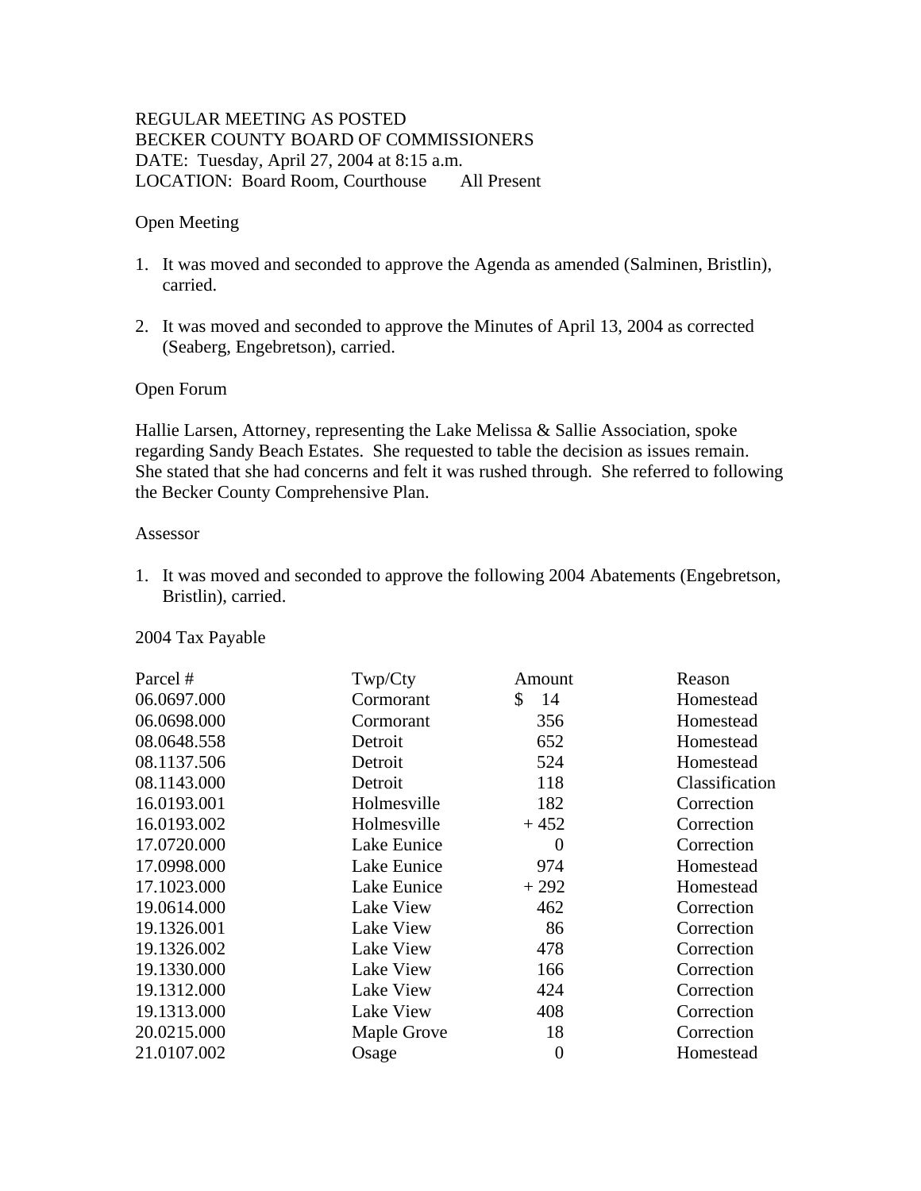REGULAR MEETING AS POSTED
BECKER COUNTY BOARD OF COMMISSIONERS
DATE: Tuesday, April 27, 2004 at 8:15 a.m.
LOCATION: Board Room, Courthouse All Present

Open Meeting

1. It was moved and seconded to approve the Agenda as amended (Salminen, Bristlin), carried.

2. It was moved and seconded to approve the Minutes of April 13, 2004 as corrected (Seaberg, Engebretson), carried.

Open Forum

Hallie Larsen, Attorney, representing the Lake Melissa & Sallie Association, spoke regarding Sandy Beach Estates. She requested to table the decision as issues remain. She stated that she had concerns and felt it was rushed through. She referred to following the Becker County Comprehensive Plan.

Assessor

1. It was moved and seconded to approve the following 2004 Abatements (Engebretson, Bristlin), carried.

2004 Tax Payable

| Parcel # | Twp/Cty | Amount | Reason |
|---|---|---|---|
| 06.0697.000 | Cormorant | $ 14 | Homestead |
| 06.0698.000 | Cormorant | 356 | Homestead |
| 08.0648.558 | Detroit | 652 | Homestead |
| 08.1137.506 | Detroit | 524 | Homestead |
| 08.1143.000 | Detroit | 118 | Classification |
| 16.0193.001 | Holmesville | 182 | Correction |
| 16.0193.002 | Holmesville | + 452 | Correction |
| 17.0720.000 | Lake Eunice | 0 | Correction |
| 17.0998.000 | Lake Eunice | 974 | Homestead |
| 17.1023.000 | Lake Eunice | + 292 | Homestead |
| 19.0614.000 | Lake View | 462 | Correction |
| 19.1326.001 | Lake View | 86 | Correction |
| 19.1326.002 | Lake View | 478 | Correction |
| 19.1330.000 | Lake View | 166 | Correction |
| 19.1312.000 | Lake View | 424 | Correction |
| 19.1313.000 | Lake View | 408 | Correction |
| 20.0215.000 | Maple Grove | 18 | Correction |
| 21.0107.002 | Osage | 0 | Homestead |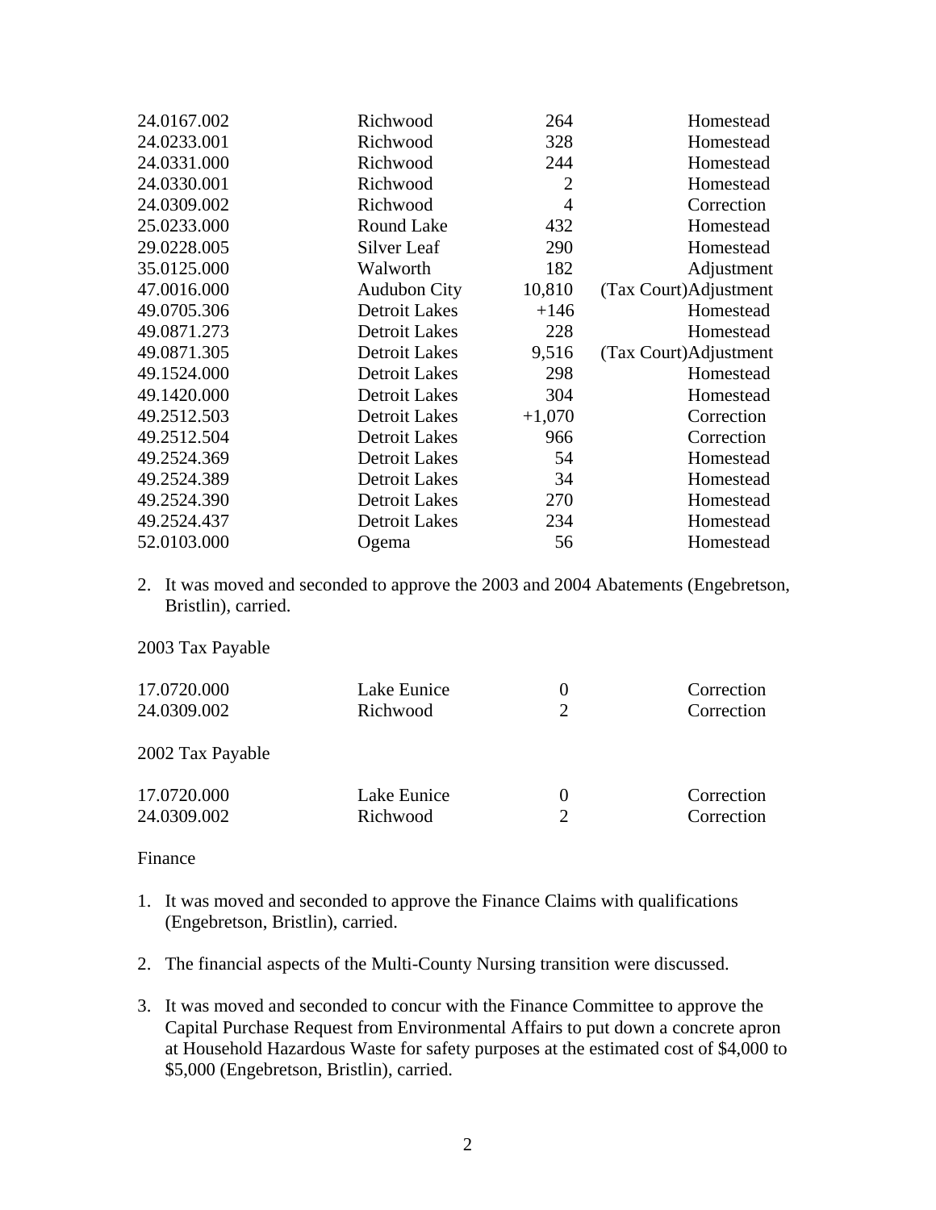| | | | |
|---|---|---|---|
| 24.0167.002 | Richwood | 264 | Homestead |
| 24.0233.001 | Richwood | 328 | Homestead |
| 24.0331.000 | Richwood | 244 | Homestead |
| 24.0330.001 | Richwood | 2 | Homestead |
| 24.0309.002 | Richwood | 4 | Correction |
| 25.0233.000 | Round Lake | 432 | Homestead |
| 29.0228.005 | Silver Leaf | 290 | Homestead |
| 35.0125.000 | Walworth | 182 | Adjustment |
| 47.0016.000 | Audubon City | 10,810 | (Tax Court)Adjustment |
| 49.0705.306 | Detroit Lakes | +146 | Homestead |
| 49.0871.273 | Detroit Lakes | 228 | Homestead |
| 49.0871.305 | Detroit Lakes | 9,516 | (Tax Court)Adjustment |
| 49.1524.000 | Detroit Lakes | 298 | Homestead |
| 49.1420.000 | Detroit Lakes | 304 | Homestead |
| 49.2512.503 | Detroit Lakes | +1,070 | Correction |
| 49.2512.504 | Detroit Lakes | 966 | Correction |
| 49.2524.369 | Detroit Lakes | 54 | Homestead |
| 49.2524.389 | Detroit Lakes | 34 | Homestead |
| 49.2524.390 | Detroit Lakes | 270 | Homestead |
| 49.2524.437 | Detroit Lakes | 234 | Homestead |
| 52.0103.000 | Ogema | 56 | Homestead |

2. It was moved and seconded to approve the 2003 and 2004 Abatements (Engebretson, Bristlin), carried.

2003 Tax Payable

| | | | |
|---|---|---|---|
| 17.0720.000 | Lake Eunice | 0 | Correction |
| 24.0309.002 | Richwood | 2 | Correction |

2002 Tax Payable

| | | | |
|---|---|---|---|
| 17.0720.000 | Lake Eunice | 0 | Correction |
| 24.0309.002 | Richwood | 2 | Correction |

Finance

1. It was moved and seconded to approve the Finance Claims with qualifications (Engebretson, Bristlin), carried.

2. The financial aspects of the Multi-County Nursing transition were discussed.

3. It was moved and seconded to concur with the Finance Committee to approve the Capital Purchase Request from Environmental Affairs to put down a concrete apron at Household Hazardous Waste for safety purposes at the estimated cost of $4,000 to $5,000 (Engebretson, Bristlin), carried.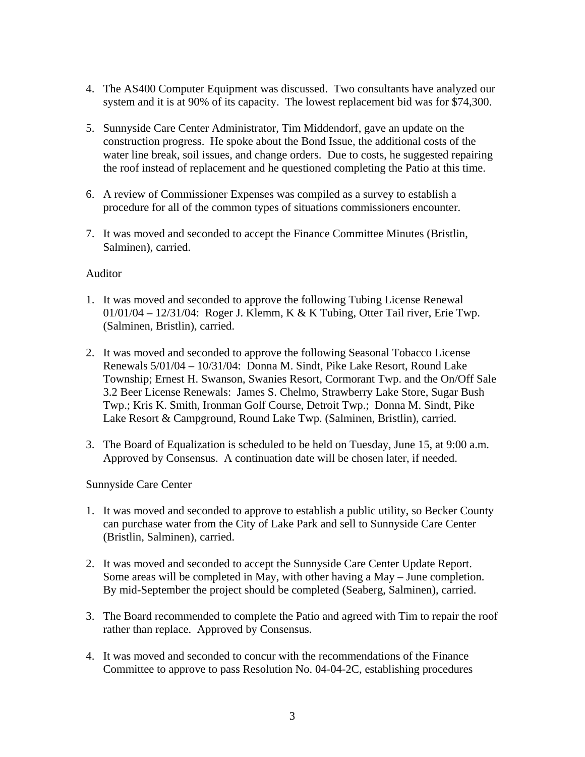4. The AS400 Computer Equipment was discussed. Two consultants have analyzed our system and it is at 90% of its capacity. The lowest replacement bid was for $74,300.

5. Sunnyside Care Center Administrator, Tim Middendorf, gave an update on the construction progress. He spoke about the Bond Issue, the additional costs of the water line break, soil issues, and change orders. Due to costs, he suggested repairing the roof instead of replacement and he questioned completing the Patio at this time.

6. A review of Commissioner Expenses was compiled as a survey to establish a procedure for all of the common types of situations commissioners encounter.

7. It was moved and seconded to accept the Finance Committee Minutes (Bristlin, Salminen), carried.

Auditor

1. It was moved and seconded to approve the following Tubing License Renewal 01/01/04 – 12/31/04: Roger J. Klemm, K & K Tubing, Otter Tail river, Erie Twp. (Salminen, Bristlin), carried.

2. It was moved and seconded to approve the following Seasonal Tobacco License Renewals 5/01/04 – 10/31/04: Donna M. Sindt, Pike Lake Resort, Round Lake Township; Ernest H. Swanson, Swanies Resort, Cormorant Twp. and the On/Off Sale 3.2 Beer License Renewals: James S. Chelmo, Strawberry Lake Store, Sugar Bush Twp.; Kris K. Smith, Ironman Golf Course, Detroit Twp.; Donna M. Sindt, Pike Lake Resort & Campground, Round Lake Twp. (Salminen, Bristlin), carried.

3. The Board of Equalization is scheduled to be held on Tuesday, June 15, at 9:00 a.m. Approved by Consensus. A continuation date will be chosen later, if needed.

Sunnyside Care Center

1. It was moved and seconded to approve to establish a public utility, so Becker County can purchase water from the City of Lake Park and sell to Sunnyside Care Center (Bristlin, Salminen), carried.

2. It was moved and seconded to accept the Sunnyside Care Center Update Report. Some areas will be completed in May, with other having a May – June completion. By mid-September the project should be completed (Seaberg, Salminen), carried.

3. The Board recommended to complete the Patio and agreed with Tim to repair the roof rather than replace. Approved by Consensus.

4. It was moved and seconded to concur with the recommendations of the Finance Committee to approve to pass Resolution No. 04-04-2C, establishing procedures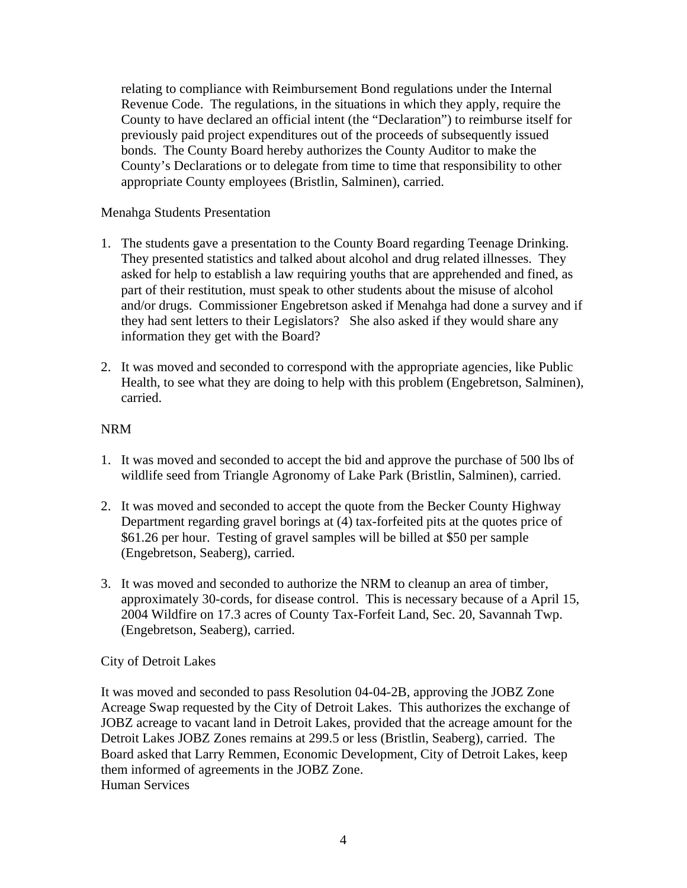relating to compliance with Reimbursement Bond regulations under the Internal Revenue Code. The regulations, in the situations in which they apply, require the County to have declared an official intent (the "Declaration") to reimburse itself for previously paid project expenditures out of the proceeds of subsequently issued bonds. The County Board hereby authorizes the County Auditor to make the County's Declarations or to delegate from time to time that responsibility to other appropriate County employees (Bristlin, Salminen), carried.

Menahga Students Presentation

1. The students gave a presentation to the County Board regarding Teenage Drinking. They presented statistics and talked about alcohol and drug related illnesses. They asked for help to establish a law requiring youths that are apprehended and fined, as part of their restitution, must speak to other students about the misuse of alcohol and/or drugs. Commissioner Engebretson asked if Menahga had done a survey and if they had sent letters to their Legislators? She also asked if they would share any information they get with the Board?

2. It was moved and seconded to correspond with the appropriate agencies, like Public Health, to see what they are doing to help with this problem (Engebretson, Salminen), carried.

NRM

1. It was moved and seconded to accept the bid and approve the purchase of 500 lbs of wildlife seed from Triangle Agronomy of Lake Park (Bristlin, Salminen), carried.

2. It was moved and seconded to accept the quote from the Becker County Highway Department regarding gravel borings at (4) tax-forfeited pits at the quotes price of $61.26 per hour. Testing of gravel samples will be billed at $50 per sample (Engebretson, Seaberg), carried.

3. It was moved and seconded to authorize the NRM to cleanup an area of timber, approximately 30-cords, for disease control. This is necessary because of a April 15, 2004 Wildfire on 17.3 acres of County Tax-Forfeit Land, Sec. 20, Savannah Twp. (Engebretson, Seaberg), carried.

City of Detroit Lakes

It was moved and seconded to pass Resolution 04-04-2B, approving the JOBZ Zone Acreage Swap requested by the City of Detroit Lakes. This authorizes the exchange of JOBZ acreage to vacant land in Detroit Lakes, provided that the acreage amount for the Detroit Lakes JOBZ Zones remains at 299.5 or less (Bristlin, Seaberg), carried. The Board asked that Larry Remmen, Economic Development, City of Detroit Lakes, keep them informed of agreements in the JOBZ Zone.

Human Services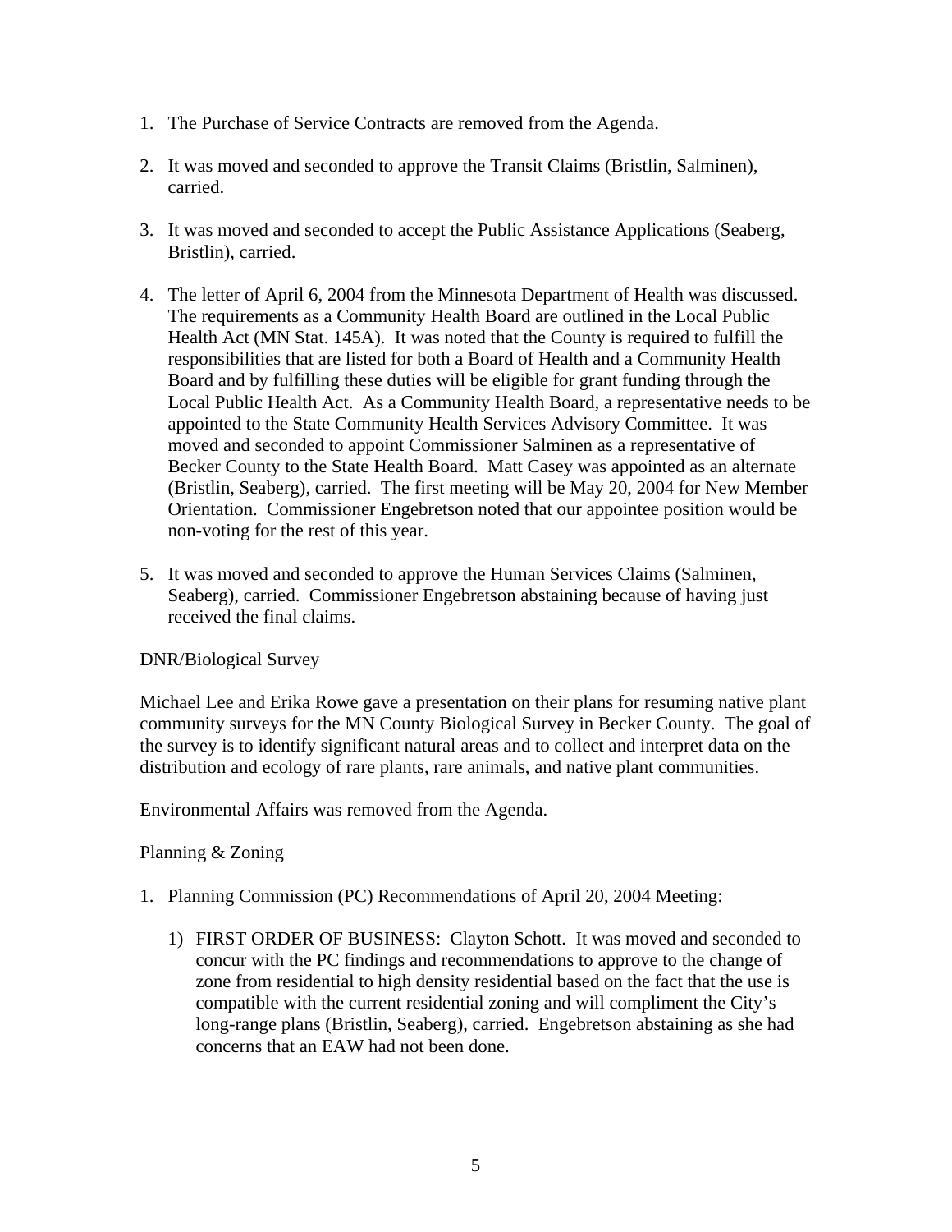1. The Purchase of Service Contracts are removed from the Agenda.

2. It was moved and seconded to approve the Transit Claims (Bristlin, Salminen), carried.

3. It was moved and seconded to accept the Public Assistance Applications (Seaberg, Bristlin), carried.

4. The letter of April 6, 2004 from the Minnesota Department of Health was discussed. The requirements as a Community Health Board are outlined in the Local Public Health Act (MN Stat. 145A). It was noted that the County is required to fulfill the responsibilities that are listed for both a Board of Health and a Community Health Board and by fulfilling these duties will be eligible for grant funding through the Local Public Health Act. As a Community Health Board, a representative needs to be appointed to the State Community Health Services Advisory Committee. It was moved and seconded to appoint Commissioner Salminen as a representative of Becker County to the State Health Board. Matt Casey was appointed as an alternate (Bristlin, Seaberg), carried. The first meeting will be May 20, 2004 for New Member Orientation. Commissioner Engebretson noted that our appointee position would be non-voting for the rest of this year.

5. It was moved and seconded to approve the Human Services Claims (Salminen, Seaberg), carried. Commissioner Engebretson abstaining because of having just received the final claims.

DNR/Biological Survey

Michael Lee and Erika Rowe gave a presentation on their plans for resuming native plant community surveys for the MN County Biological Survey in Becker County. The goal of the survey is to identify significant natural areas and to collect and interpret data on the distribution and ecology of rare plants, rare animals, and native plant communities.

Environmental Affairs was removed from the Agenda.

Planning & Zoning

1. Planning Commission (PC) Recommendations of April 20, 2004 Meeting:

    1) FIRST ORDER OF BUSINESS: Clayton Schott. It was moved and seconded to concur with the PC findings and recommendations to approve to the change of zone from residential to high density residential based on the fact that the use is compatible with the current residential zoning and will compliment the City's long-range plans (Bristlin, Seaberg), carried. Engebretson abstaining as she had concerns that an EAW had not been done.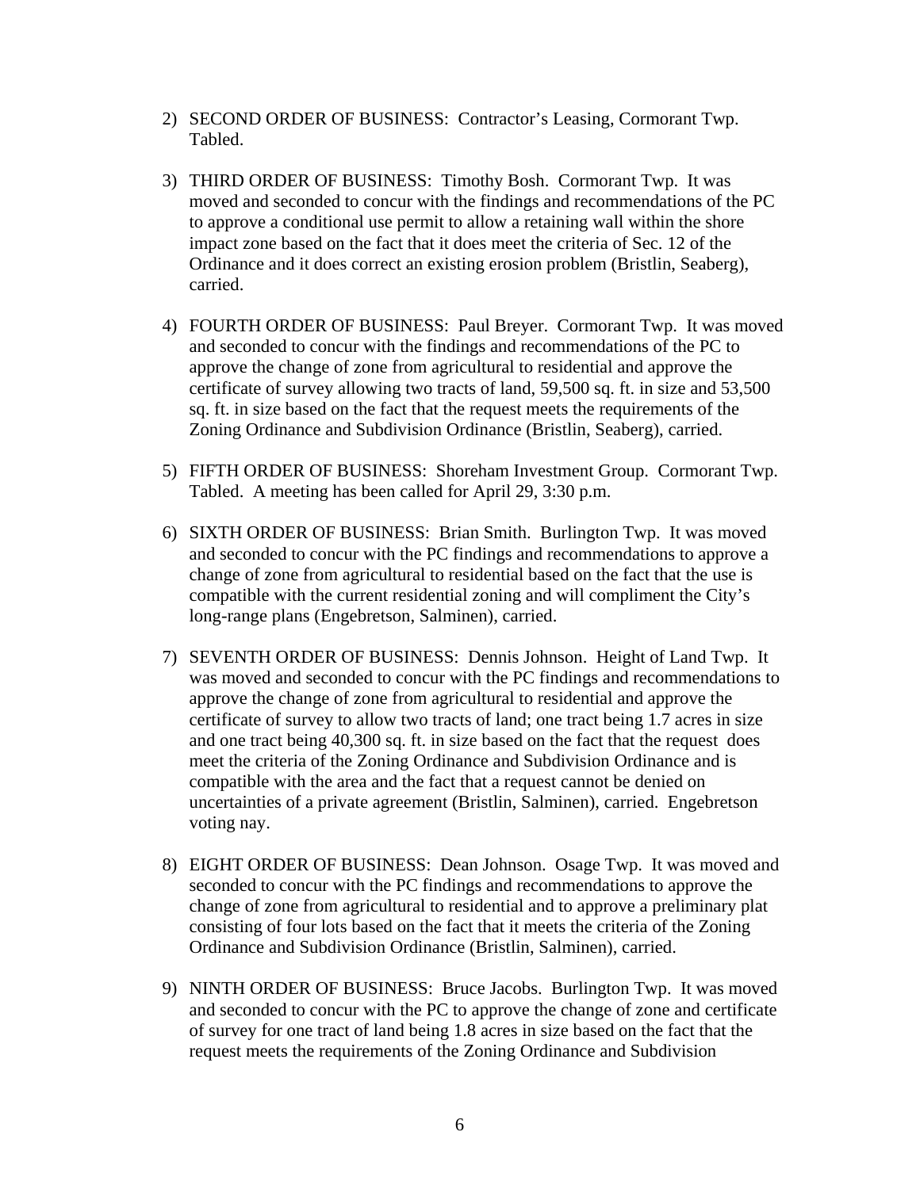2) SECOND ORDER OF BUSINESS: Contractor's Leasing, Cormorant Twp. Tabled.

3) THIRD ORDER OF BUSINESS: Timothy Bosh. Cormorant Twp. It was moved and seconded to concur with the findings and recommendations of the PC to approve a conditional use permit to allow a retaining wall within the shore impact zone based on the fact that it does meet the criteria of Sec. 12 of the Ordinance and it does correct an existing erosion problem (Bristlin, Seaberg), carried.

4) FOURTH ORDER OF BUSINESS: Paul Breyer. Cormorant Twp. It was moved and seconded to concur with the findings and recommendations of the PC to approve the change of zone from agricultural to residential and approve the certificate of survey allowing two tracts of land, 59,500 sq. ft. in size and 53,500 sq. ft. in size based on the fact that the request meets the requirements of the Zoning Ordinance and Subdivision Ordinance (Bristlin, Seaberg), carried.

5) FIFTH ORDER OF BUSINESS: Shoreham Investment Group. Cormorant Twp. Tabled. A meeting has been called for April 29, 3:30 p.m.

6) SIXTH ORDER OF BUSINESS: Brian Smith. Burlington Twp. It was moved and seconded to concur with the PC findings and recommendations to approve a change of zone from agricultural to residential based on the fact that the use is compatible with the current residential zoning and will compliment the City's long-range plans (Engebretson, Salminen), carried.

7) SEVENTH ORDER OF BUSINESS: Dennis Johnson. Height of Land Twp. It was moved and seconded to concur with the PC findings and recommendations to approve the change of zone from agricultural to residential and approve the certificate of survey to allow two tracts of land; one tract being 1.7 acres in size and one tract being 40,300 sq. ft. in size based on the fact that the request does meet the criteria of the Zoning Ordinance and Subdivision Ordinance and is compatible with the area and the fact that a request cannot be denied on uncertainties of a private agreement (Bristlin, Salminen), carried. Engebretson voting nay.

8) EIGHT ORDER OF BUSINESS: Dean Johnson. Osage Twp. It was moved and seconded to concur with the PC findings and recommendations to approve the change of zone from agricultural to residential and to approve a preliminary plat consisting of four lots based on the fact that it meets the criteria of the Zoning Ordinance and Subdivision Ordinance (Bristlin, Salminen), carried.

9) NINTH ORDER OF BUSINESS: Bruce Jacobs. Burlington Twp. It was moved and seconded to concur with the PC to approve the change of zone and certificate of survey for one tract of land being 1.8 acres in size based on the fact that the request meets the requirements of the Zoning Ordinance and Subdivision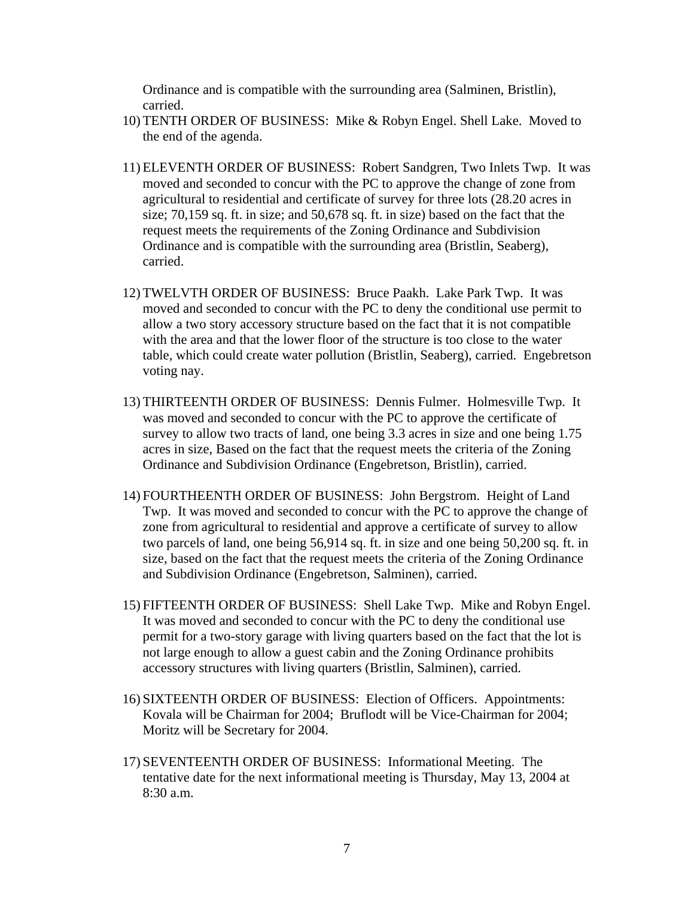Ordinance and is compatible with the surrounding area (Salminen, Bristlin), carried.

10) TENTH ORDER OF BUSINESS: Mike & Robyn Engel. Shell Lake. Moved to the end of the agenda.

11) ELEVENTH ORDER OF BUSINESS: Robert Sandgren, Two Inlets Twp. It was moved and seconded to concur with the PC to approve the change of zone from agricultural to residential and certificate of survey for three lots (28.20 acres in size; 70,159 sq. ft. in size; and 50,678 sq. ft. in size) based on the fact that the request meets the requirements of the Zoning Ordinance and Subdivision Ordinance and is compatible with the surrounding area (Bristlin, Seaberg), carried.

12) TWELVTH ORDER OF BUSINESS: Bruce Paakh. Lake Park Twp. It was moved and seconded to concur with the PC to deny the conditional use permit to allow a two story accessory structure based on the fact that it is not compatible with the area and that the lower floor of the structure is too close to the water table, which could create water pollution (Bristlin, Seaberg), carried. Engebretson voting nay.

13) THIRTEENTH ORDER OF BUSINESS: Dennis Fulmer. Holmesville Twp. It was moved and seconded to concur with the PC to approve the certificate of survey to allow two tracts of land, one being 3.3 acres in size and one being 1.75 acres in size, Based on the fact that the request meets the criteria of the Zoning Ordinance and Subdivision Ordinance (Engebretson, Bristlin), carried.

14) FOURTHEENTH ORDER OF BUSINESS: John Bergstrom. Height of Land Twp. It was moved and seconded to concur with the PC to approve the change of zone from agricultural to residential and approve a certificate of survey to allow two parcels of land, one being 56,914 sq. ft. in size and one being 50,200 sq. ft. in size, based on the fact that the request meets the criteria of the Zoning Ordinance and Subdivision Ordinance (Engebretson, Salminen), carried.

15) FIFTEENTH ORDER OF BUSINESS: Shell Lake Twp. Mike and Robyn Engel. It was moved and seconded to concur with the PC to deny the conditional use permit for a two-story garage with living quarters based on the fact that the lot is not large enough to allow a guest cabin and the Zoning Ordinance prohibits accessory structures with living quarters (Bristlin, Salminen), carried.

16) SIXTEENTH ORDER OF BUSINESS: Election of Officers. Appointments: Kovala will be Chairman for 2004; Bruflodt will be Vice-Chairman for 2004; Moritz will be Secretary for 2004.

17) SEVENTEENTH ORDER OF BUSINESS: Informational Meeting. The tentative date for the next informational meeting is Thursday, May 13, 2004 at 8:30 a.m.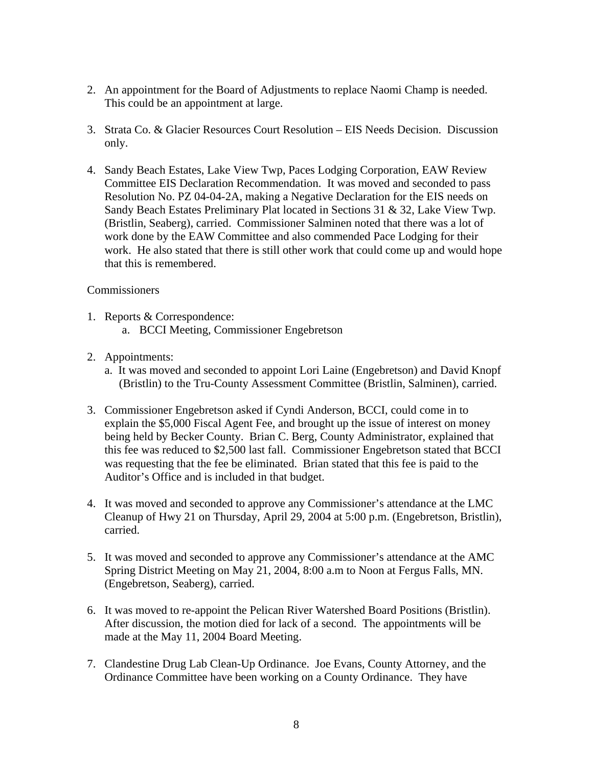2. An appointment for the Board of Adjustments to replace Naomi Champ is needed. This could be an appointment at large.

3. Strata Co. & Glacier Resources Court Resolution – EIS Needs Decision. Discussion only.

4. Sandy Beach Estates, Lake View Twp, Paces Lodging Corporation, EAW Review Committee EIS Declaration Recommendation. It was moved and seconded to pass Resolution No. PZ 04-04-2A, making a Negative Declaration for the EIS needs on Sandy Beach Estates Preliminary Plat located in Sections 31 & 32, Lake View Twp. (Bristlin, Seaberg), carried. Commissioner Salminen noted that there was a lot of work done by the EAW Committee and also commended Pace Lodging for their work. He also stated that there is still other work that could come up and would hope that this is remembered.

Commissioners

1. Reports & Correspondence:
   a. BCCI Meeting, Commissioner Engebretson

2. Appointments:
   a. It was moved and seconded to appoint Lori Laine (Engebretson) and David Knopf (Bristlin) to the Tru-County Assessment Committee (Bristlin, Salminen), carried.

3. Commissioner Engebretson asked if Cyndi Anderson, BCCI, could come in to explain the $5,000 Fiscal Agent Fee, and brought up the issue of interest on money being held by Becker County. Brian C. Berg, County Administrator, explained that this fee was reduced to $2,500 last fall. Commissioner Engebretson stated that BCCI was requesting that the fee be eliminated. Brian stated that this fee is paid to the Auditor's Office and is included in that budget.

4. It was moved and seconded to approve any Commissioner's attendance at the LMC Cleanup of Hwy 21 on Thursday, April 29, 2004 at 5:00 p.m. (Engebretson, Bristlin), carried.

5. It was moved and seconded to approve any Commissioner's attendance at the AMC Spring District Meeting on May 21, 2004, 8:00 a.m to Noon at Fergus Falls, MN. (Engebretson, Seaberg), carried.

6. It was moved to re-appoint the Pelican River Watershed Board Positions (Bristlin). After discussion, the motion died for lack of a second. The appointments will be made at the May 11, 2004 Board Meeting.

7. Clandestine Drug Lab Clean-Up Ordinance. Joe Evans, County Attorney, and the Ordinance Committee have been working on a County Ordinance. They have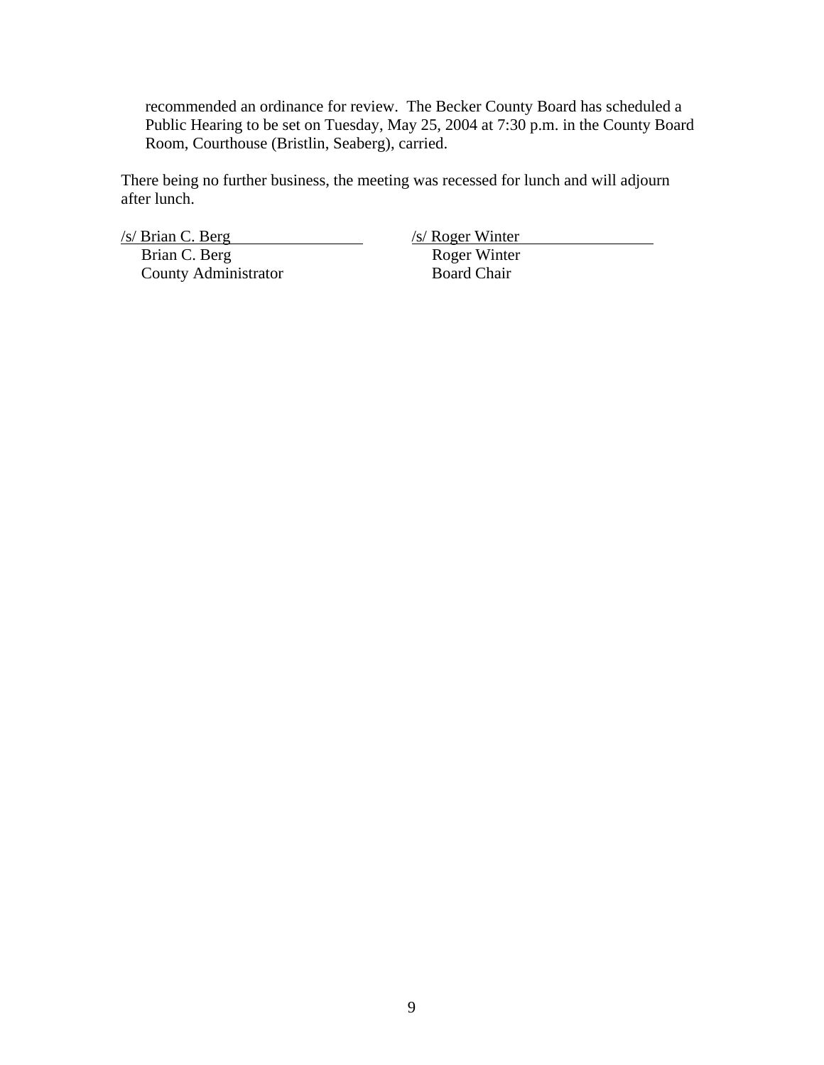recommended an ordinance for review. The Becker County Board has scheduled a Public Hearing to be set on Tuesday, May 25, 2004 at 7:30 p.m. in the County Board Room, Courthouse (Bristlin, Seaberg), carried.

There being no further business, the meeting was recessed for lunch and will adjourn after lunch.

| | |
|---|---|
| /s/ Brian C. Berg | /s/ Roger Winter |
| Brian C. Berg | Roger Winter |
| County Administrator | Board Chair |